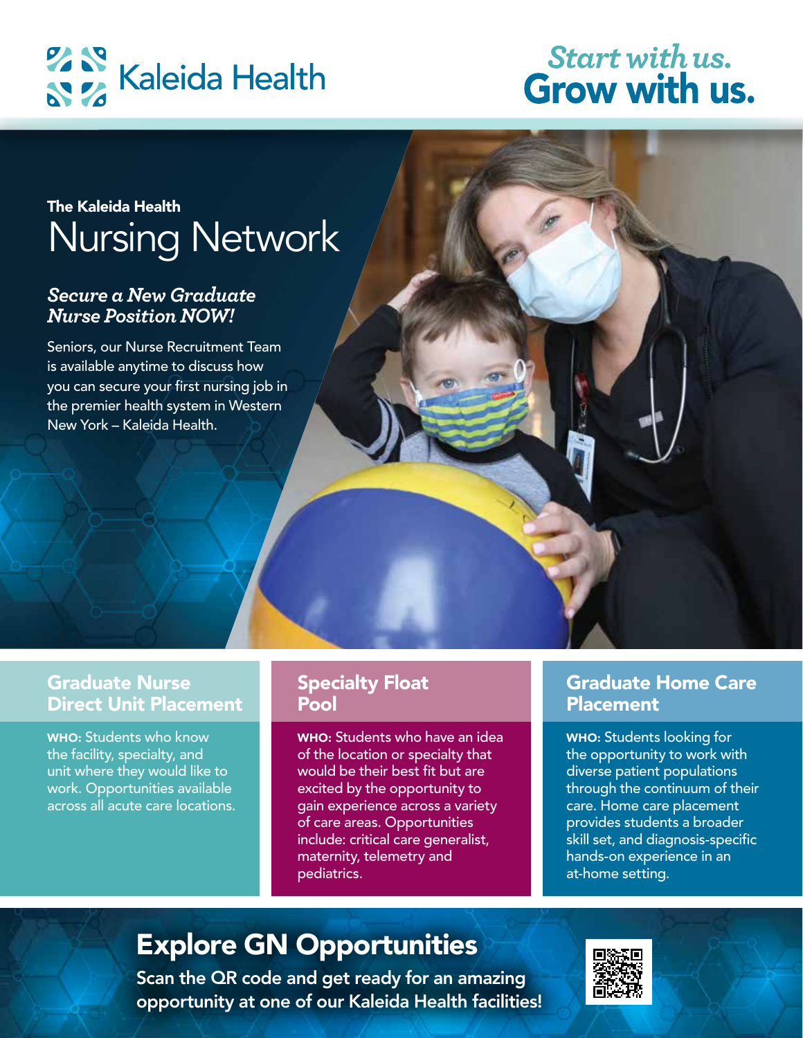Kaleida Health

*Start with us.*
**Grow with us.**

The Kaleida Health

# Nursing Network

### *Secure a New Graduate Nurse Position NOW!*

Seniors, our Nurse Recruitment Team is available anytime to discuss how you can secure your first nursing job in the premier health system in Western New York – Kaleida Health.

## Graduate Nurse Direct Unit Placement

**WHO:** Students who know the facility, specialty, and unit where they would like to work. Opportunities available across all acute care locations.

## Specialty Float Pool

**WHO:** Students who have an idea of the location or specialty that would be their best fit but are excited by the opportunity to gain experience across a variety of care areas. Opportunities include: critical care generalist, maternity, telemetry and pediatrics.

## Graduate Home Care Placement

**WHO:** Students looking for the opportunity to work with diverse patient populations through the continuum of their care. Home care placement provides students a broader skill set, and diagnosis-specific hands-on experience in an at-home setting.

## Explore GN Opportunities

Scan the QR code and get ready for an amazing opportunity at one of our Kaleida Health facilities!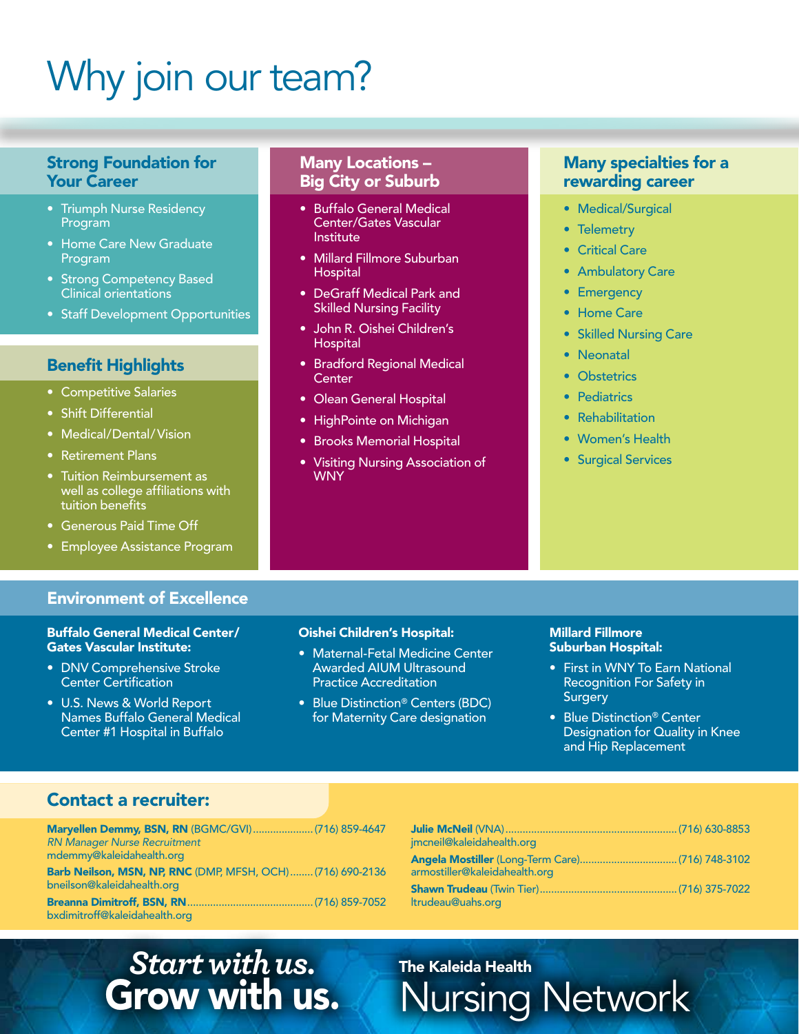# Why join our team?

## Strong Foundation for Your Career

- Triumph Nurse Residency Program
- Home Care New Graduate Program
- Strong Competency Based Clinical orientations
- Staff Development Opportunities

## Benefit Highlights

- Competitive Salaries
- Shift Differential
- Medical/Dental/Vision
- Retirement Plans
- Tuition Reimbursement as well as college affiliations with tuition benefits
- Generous Paid Time Off
- Employee Assistance Program

## Many Locations – Big City or Suburb

- Buffalo General Medical Center/Gates Vascular Institute
- Millard Fillmore Suburban Hospital
- DeGraff Medical Park and Skilled Nursing Facility
- John R. Oishei Children's Hospital
- Bradford Regional Medical Center
- Olean General Hospital
- HighPointe on Michigan
- Brooks Memorial Hospital
- Visiting Nursing Association of WNY

## Many specialties for a rewarding career

- Medical/Surgical
- Telemetry
- Critical Care
- Ambulatory Care
- Emergency
- Home Care
- Skilled Nursing Care
- Neonatal
- Obstetrics
- Pediatrics
- Rehabilitation
- Women's Health
- Surgical Services

## Environment of Excellence

**Buffalo General Medical Center/ Gates Vascular Institute:**

- DNV Comprehensive Stroke Center Certification
- U.S. News & World Report Names Buffalo General Medical Center #1 Hospital in Buffalo

**Oishei Children's Hospital:**

- Maternal-Fetal Medicine Center Awarded AIUM Ultrasound Practice Accreditation
- Blue Distinction® Centers (BDC) for Maternity Care designation

**Millard Fillmore Suburban Hospital:**

- First in WNY To Earn National Recognition For Safety in Surgery
- Blue Distinction® Center Designation for Quality in Knee and Hip Replacement

## Contact a recruiter:

**Maryellen Demmy, BSN, RN** (BGMC/GVI)..................... (716) 859-4647
*RN Manager Nurse Recruitment*
mdemmy@kaleidahealth.org

**Barb Neilson, MSN, NP, RNC** (DMP, MFSH, OCH)........ (716) 690-2136
bneilson@kaleidahealth.org

**Breanna Dimitroff, BSN, RN**........................................... (716) 859-7052
bxdimitroff@kaleidahealth.org

**Julie McNeil** (VNA)........................................................... (716) 630-8853
jmcneil@kaleidahealth.org

**Angela Mostiller** (Long-Term Care)................................. (716) 748-3102
armostiller@kaleidahealth.org

**Shawn Trudeau** (Twin Tier)............................................... (716) 375-7022
ltrudeau@uahs.org

*Start with us.*
**Grow with us.**

**The Kaleida Health**
Nursing Network